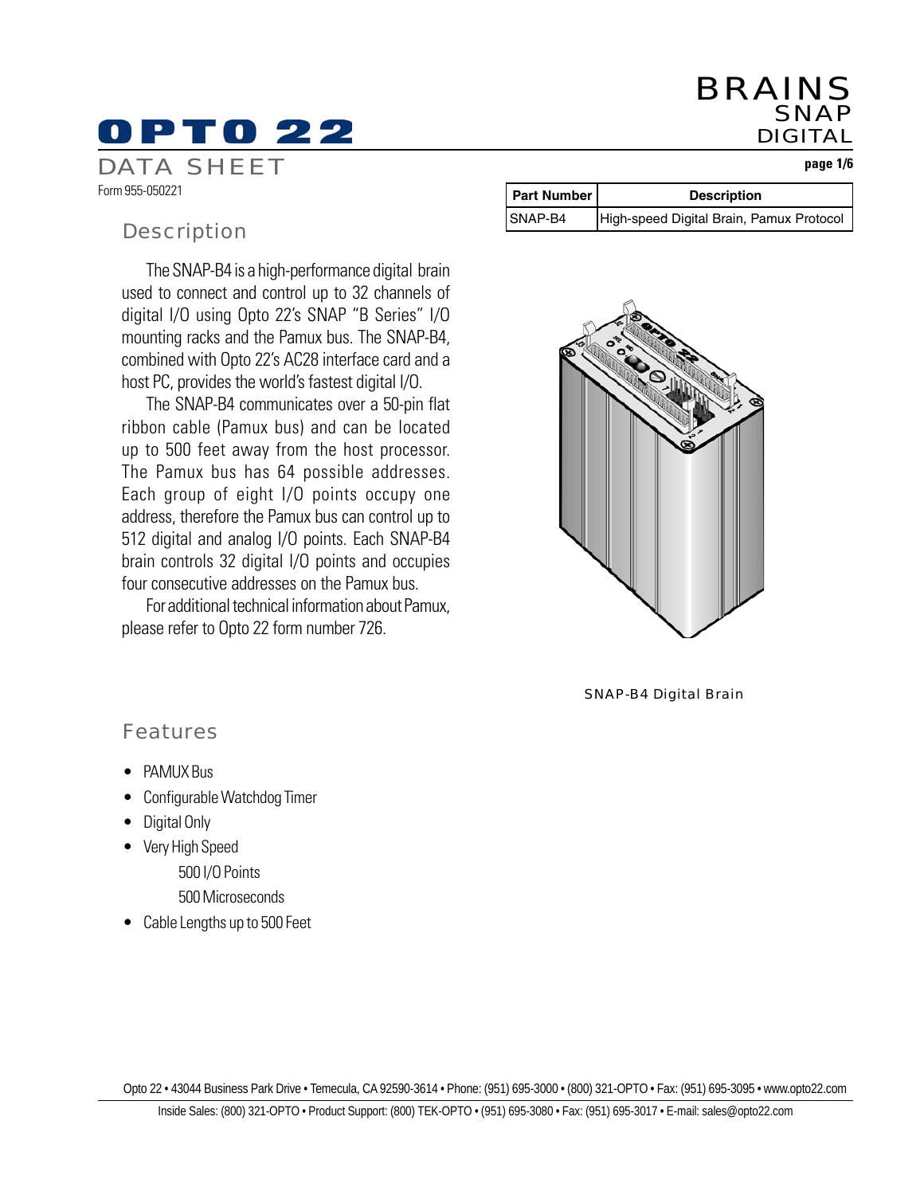# OPTO 22

DATA SHEET

Form 955-050221

BRAINS
SNAP
DIGITAL

| Part Number | Description |
| --- | --- |
| SNAP-B4 | High-speed Digital Brain, Pamux Protocol |

## Description

The SNAP-B4 is a high-performance digital brain used to connect and control up to 32 channels of digital I/O using Opto 22's SNAP "B Series" I/O mounting racks and the Pamux bus. The SNAP-B4, combined with Opto 22's AC28 interface card and a host PC, provides the world's fastest digital I/O.

The SNAP-B4 communicates over a 50-pin flat ribbon cable (Pamux bus) and can be located up to 500 feet away from the host processor. The Pamux bus has 64 possible addresses. Each group of eight I/O points occupy one address, therefore the Pamux bus can control up to 512 digital and analog I/O points. Each SNAP-B4 brain controls 32 digital I/O points and occupies four consecutive addresses on the Pamux bus.

For additional technical information about Pamux, please refer to Opto 22 form number 726.

SNAP-B4 Digital Brain

## Features

- PAMUX Bus
- Configurable Watchdog Timer
- Digital Only
- Very High Speed
  - 500 I/O Points
  - 500 Microseconds
- Cable Lengths up to 500 Feet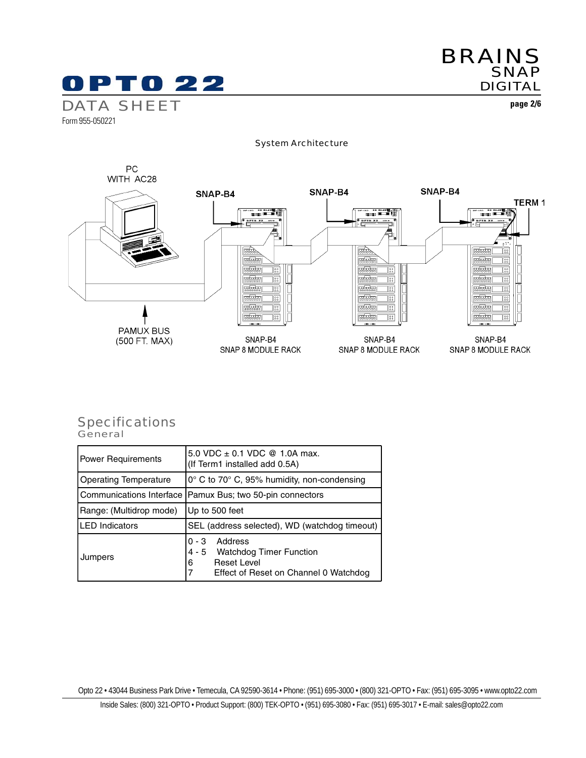## System Architecture

PC WITH AC28

SNAP-B4 SNAP-B4 SNAP-B4

TERM 1

PAMUX BUS (500 FT. MAX)

SNAP-B4 SNAP 8 MODULE RACK

SNAP-B4 SNAP 8 MODULE RACK

SNAP-B4 SNAP 8 MODULE RACK

## Specifications

### General

| | |
|---|---|
| Power Requirements | 5.0 VDC ± 0.1 VDC @ 1.0A max.<br>(If Term1 installed add 0.5A) |
| Operating Temperature | 0° C to 70° C, 95% humidity, non-condensing |
| Communications Interface | Pamux Bus; two 50-pin connectors |
| Range: (Multidrop mode) | Up to 500 feet |
| LED Indicators | SEL (address selected), WD (watchdog timeout) |
| Jumpers | 0 - 3 Address<br>4 - 5 Watchdog Timer Function<br>6 Reset Level<br>7 Effect of Reset on Channel 0 Watchdog |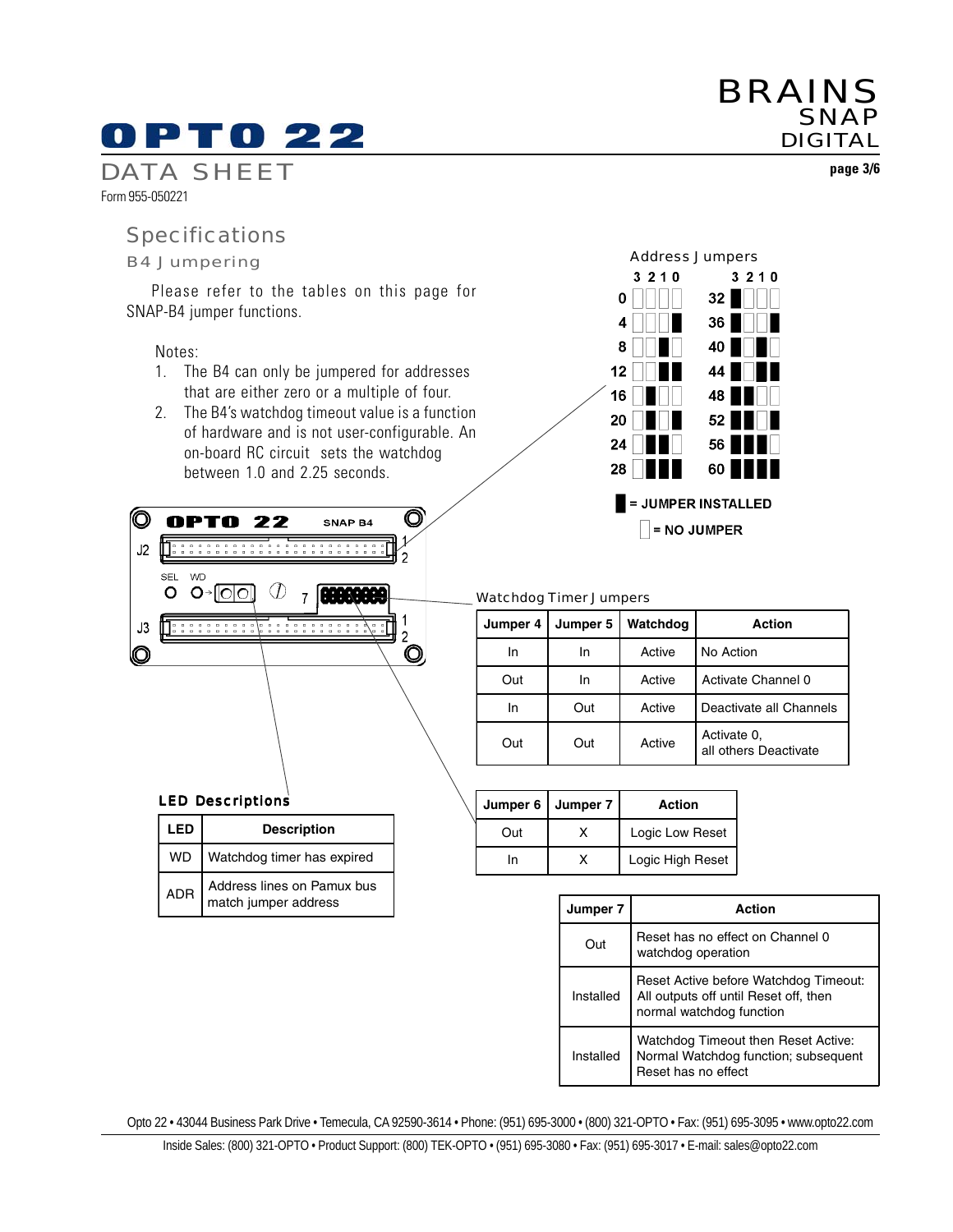## Specifications

### B4 Jumpering

Please refer to the tables on this page for SNAP-B4 jumper functions.

Notes:

1. The B4 can only be jumpered for addresses that are either zero or a multiple of four.
2. The B4's watchdog timeout value is a function of hardware and is not user-configurable. An on-board RC circuit sets the watchdog between 1.0 and 2.25 seconds.

### Address Jumpers

| Address | 3 | 2 | 1 | 0 |
|---|---|---|---|---|
| 0 | No jumper | No jumper | No jumper | No jumper |
| 4 | No jumper | No jumper | No jumper | Jumper installed |
| 8 | No jumper | No jumper | Jumper installed | No jumper |
| 12 | No jumper | No jumper | Jumper installed | Jumper installed |
| 16 | No jumper | Jumper installed | No jumper | No jumper |
| 20 | No jumper | Jumper installed | No jumper | Jumper installed |
| 24 | No jumper | Jumper installed | Jumper installed | No jumper |
| 28 | No jumper | Jumper installed | Jumper installed | Jumper installed |
| 32 | Jumper installed | No jumper | No jumper | No jumper |
| 36 | Jumper installed | No jumper | No jumper | Jumper installed |
| 40 | Jumper installed | No jumper | Jumper installed | No jumper |
| 44 | Jumper installed | No jumper | Jumper installed | Jumper installed |
| 48 | Jumper installed | Jumper installed | No jumper | No jumper |
| 52 | Jumper installed | Jumper installed | No jumper | Jumper installed |
| 56 | Jumper installed | Jumper installed | Jumper installed | No jumper |
| 60 | Jumper installed | Jumper installed | Jumper installed | Jumper installed |

■ = JUMPER INSTALLED

□ = NO JUMPER

OPTO 22 SNAP B4

J2 1 2

SEL WD 7

J3 1 2

### Watchdog Timer Jumpers

| Jumper 4 | Jumper 5 | Watchdog | Action |
|---|---|---|---|
| In | In | Active | No Action |
| Out | In | Active | Activate Channel 0 |
| In | Out | Active | Deactivate all Channels |
| Out | Out | Active | Activate 0, all others Deactivate |

| Jumper 6 | Jumper 7 | Action |
|---|---|---|
| Out | X | Logic Low Reset |
| In | X | Logic High Reset |

| Jumper 7 | Action |
|---|---|
| Out | Reset has no effect on Channel 0 watchdog operation |
| Installed | Reset Active before Watchdog Timeout: All outputs off until Reset off, then normal watchdog function |
| Installed | Watchdog Timeout then Reset Active: Normal Watchdog function; subsequent Reset has no effect |

### LED Descriptions

| LED | Description |
|---|---|
| WD | Watchdog timer has expired |
| ADR | Address lines on Pamux bus match jumper address |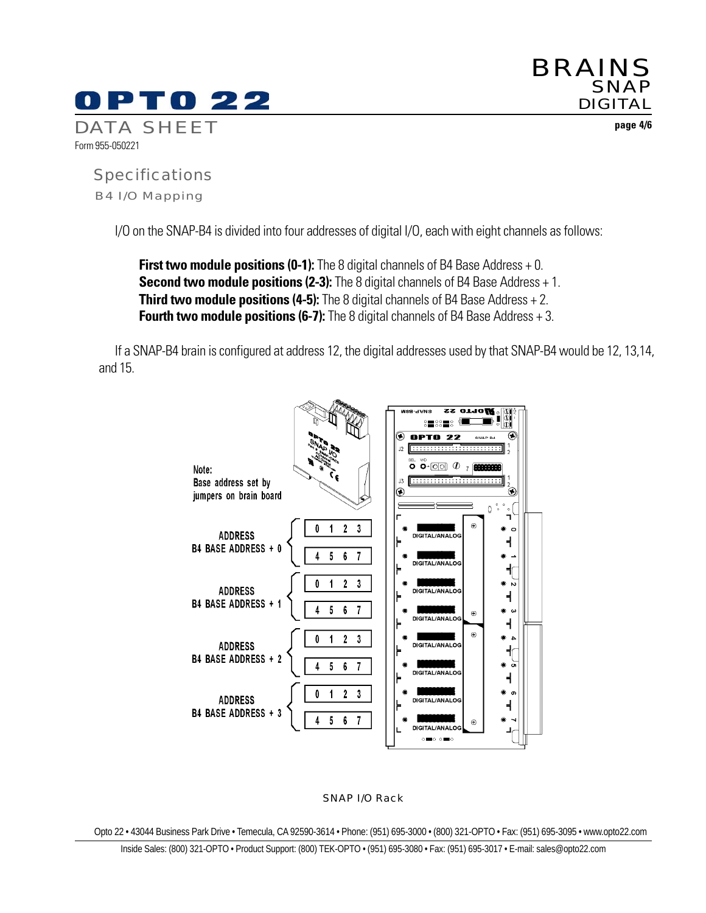## Specifications

### B4 I/O Mapping

I/O on the SNAP-B4 is divided into four addresses of digital I/O, each with eight channels as follows:

**First two module positions (0-1):** The 8 digital channels of B4 Base Address + 0.
**Second two module positions (2-3):** The 8 digital channels of B4 Base Address + 1.
**Third two module positions (4-5):** The 8 digital channels of B4 Base Address + 2.
**Fourth two module positions (6-7):** The 8 digital channels of B4 Base Address + 3.

If a SNAP-B4 brain is configured at address 12, the digital addresses used by that SNAP-B4 would be 12, 13,14, and 15.

Note:
Base address set by jumpers on brain board

ADDRESS B4 BASE ADDRESS + 0: 0 1 2 3 / 4 5 6 7

ADDRESS B4 BASE ADDRESS + 1: 0 1 2 3 / 4 5 6 7

ADDRESS B4 BASE ADDRESS + 2: 0 1 2 3 / 4 5 6 7

ADDRESS B4 BASE ADDRESS + 3: 0 1 2 3 / 4 5 6 7

SNAP I/O Rack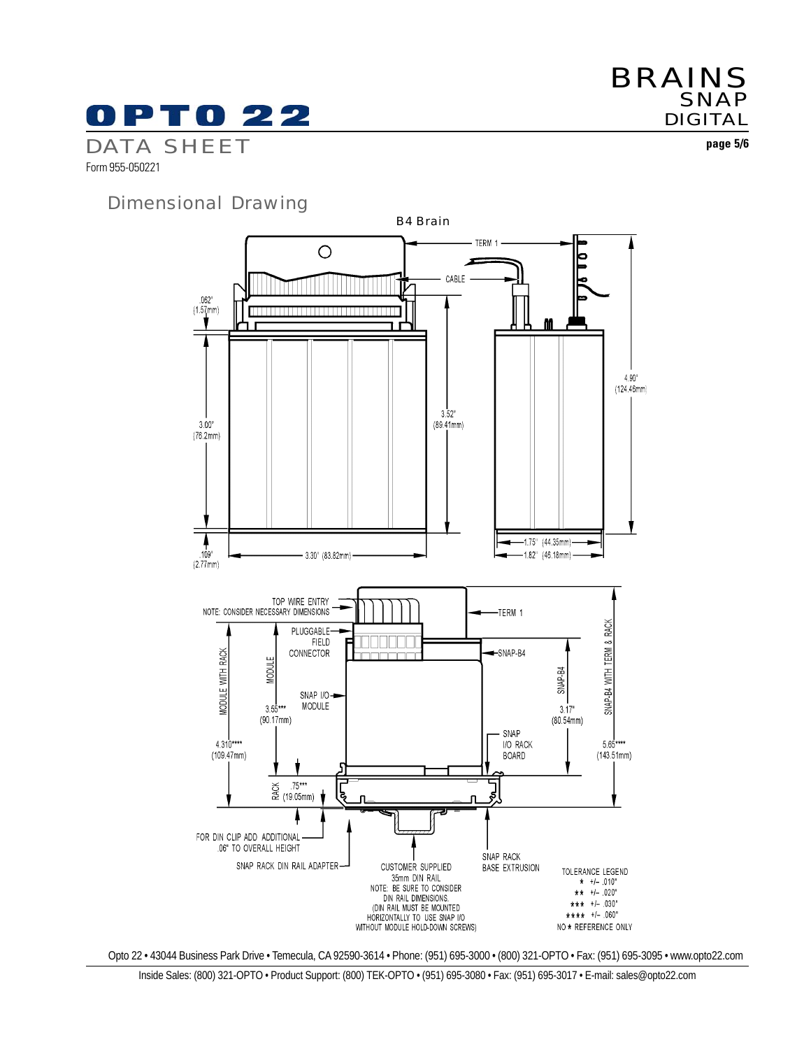## Dimensional Drawing

B4 Brain

TERM 1

CABLE

.062" (1.57mm)

3.00" (76.2mm)

3.52" (89.41mm)

4.90" (124.46mm)

.109" (2.77mm)

3.30" (83.82mm)

1.75" (44.35mm)

1.82" (46.18mm)

TOP WIRE ENTRY
NOTE: CONSIDER NECESSARY DIMENSIONS

TERM 1

PLUGGABLE FIELD CONNECTOR

SNAP-B4

MODULE WITH RACK

MODULE

SNAP I/O MODULE

3.55*** (90.17mm)

SNAP-B4

3.17" (80.54mm)

SNAP-B4 WITH TERM & RACK

4.310**** (109.47mm)

SNAP I/O RACK BOARD

5.65**** (143.51mm)

RACK .75*** (19.05mm)

FOR DIN CLIP ADD ADDITIONAL .06" TO OVERALL HEIGHT

SNAP RACK DIN RAIL ADAPTER

CUSTOMER SUPPLIED 35mm DIN RAIL
NOTE: BE SURE TO CONSIDER DIN RAIL DIMENSIONS.
(DIN RAIL MUST BE MOUNTED HORIZONTALLY TO USE SNAP I/O WITHOUT MODULE HOLD-DOWN SCREWS)

SNAP RACK BASE EXTRUSION

TOLERANCE LEGEND
* +/- .010"
** +/- .020"
*** +/- .030"
**** +/- .060"
NO * REFERENCE ONLY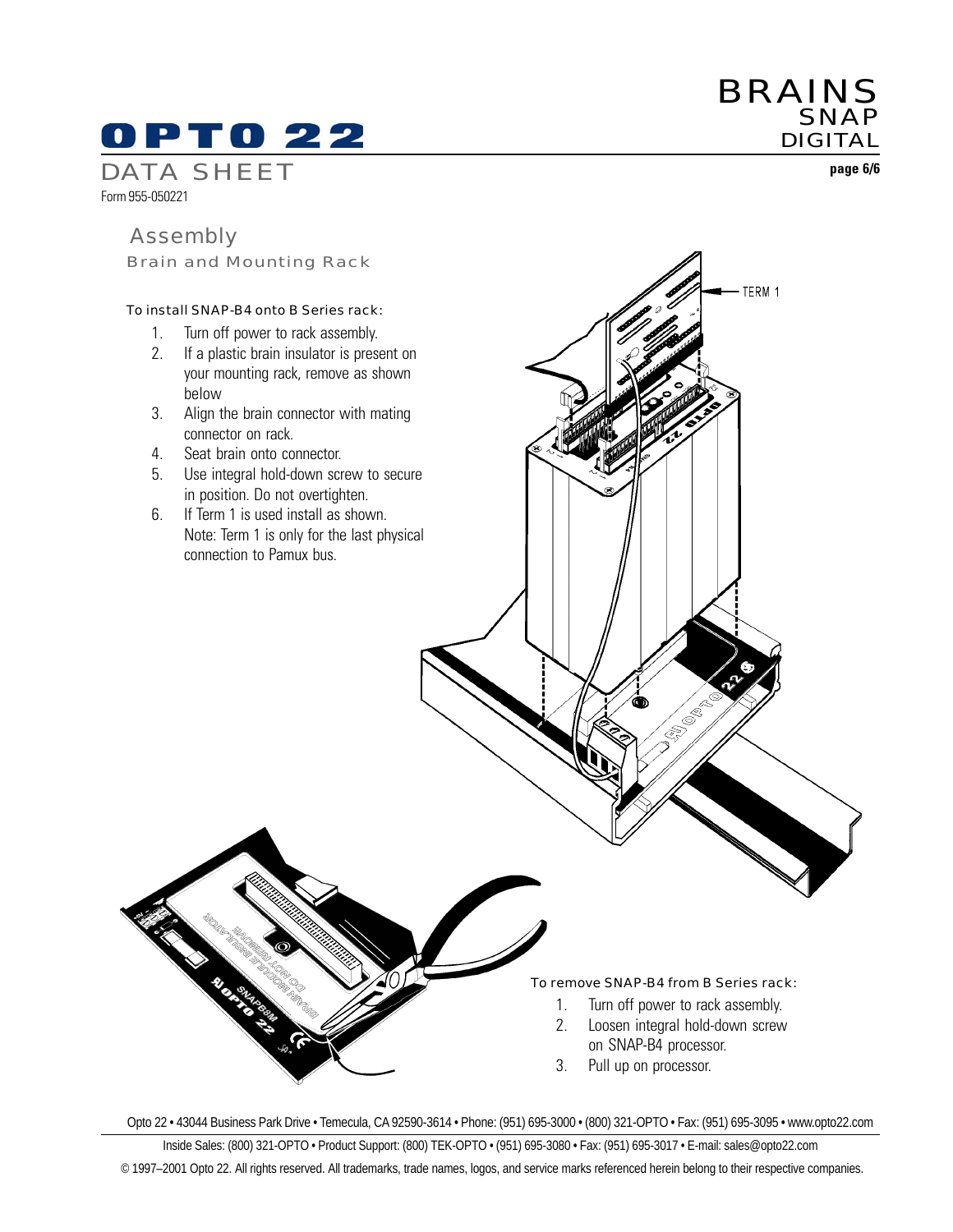## Assembly

### Brain and Mounting Rack

**To install SNAP-B4 onto B Series rack:**

1. Turn off power to rack assembly.
2. If a plastic brain insulator is present on your mounting rack, remove as shown below
3. Align the brain connector with mating connector on rack.
4. Seat brain onto connector.
5. Use integral hold-down screw to secure in position. Do not overtighten.
6. If Term 1 is used install as shown. Note: Term 1 is only for the last physical connection to Pamux bus.

**To remove SNAP-B4 from B Series rack:**

1. Turn off power to rack assembly.
2. Loosen integral hold-down screw on SNAP-B4 processor.
3. Pull up on processor.

Opto 22 • 43044 Business Park Drive • Temecula, CA 92590-3614 • Phone: (951) 695-3000 • (800) 321-OPTO • Fax: (951) 695-3095 • www.opto22.com

Inside Sales: (800) 321-OPTO • Product Support: (800) TEK-OPTO • (951) 695-3080 • Fax: (951) 695-3017 • E-mail: sales@opto22.com

© 1997–2001 Opto 22. All rights reserved. All trademarks, trade names, logos, and service marks referenced herein belong to their respective companies.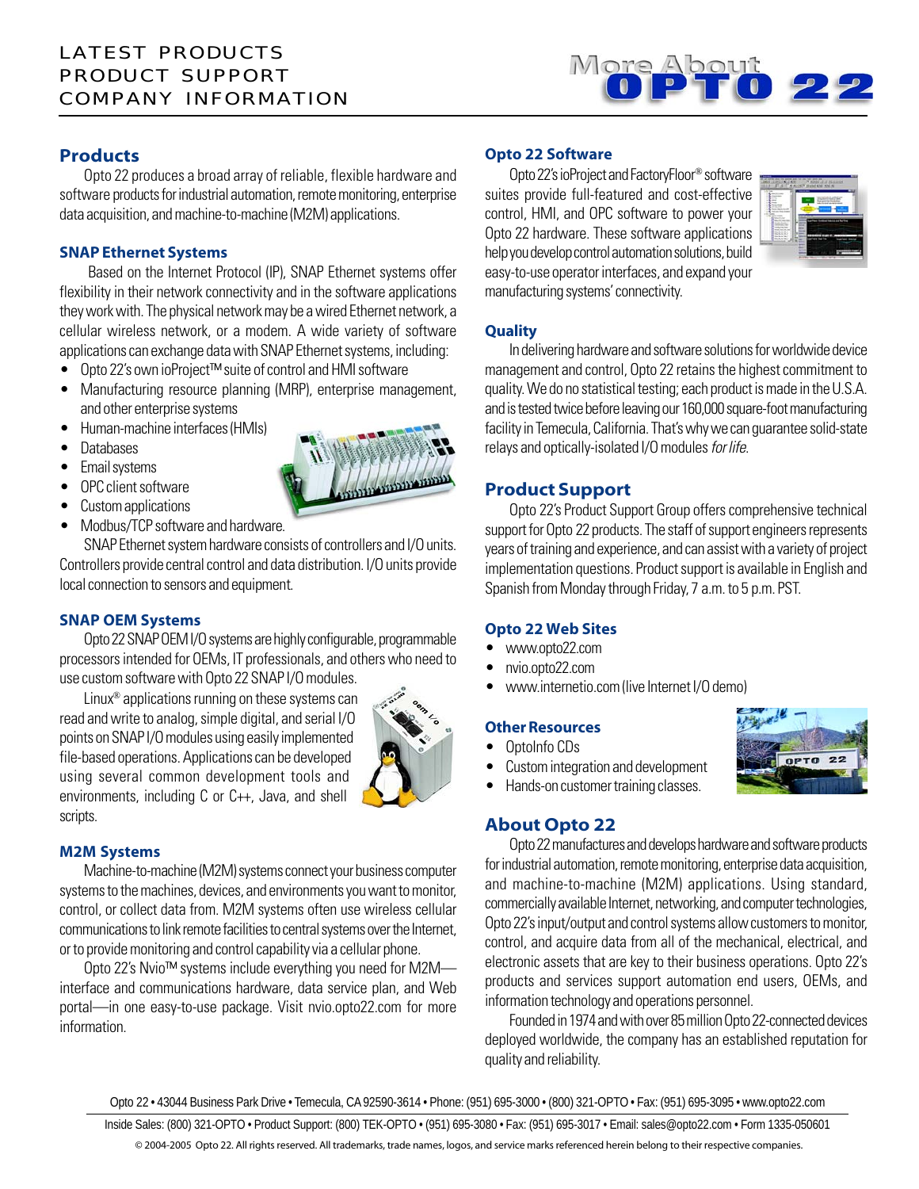LATEST PRODUCTS
PRODUCT SUPPORT
COMPANY INFORMATION

More About OPTO 22

## Products

Opto 22 produces a broad array of reliable, flexible hardware and software products for industrial automation, remote monitoring, enterprise data acquisition, and machine-to-machine (M2M) applications.

### SNAP Ethernet Systems

Based on the Internet Protocol (IP), SNAP Ethernet systems offer flexibility in their network connectivity and in the software applications they work with. The physical network may be a wired Ethernet network, a cellular wireless network, or a modem. A wide variety of software applications can exchange data with SNAP Ethernet systems, including:

- Opto 22's own ioProject™ suite of control and HMI software
- Manufacturing resource planning (MRP), enterprise management, and other enterprise systems
- Human-machine interfaces (HMIs)
- Databases
- Email systems
- OPC client software
- Custom applications
- Modbus/TCP software and hardware.

SNAP Ethernet system hardware consists of controllers and I/O units. Controllers provide central control and data distribution. I/O units provide local connection to sensors and equipment.

### SNAP OEM Systems

Opto 22 SNAP OEM I/O systems are highly configurable, programmable processors intended for OEMs, IT professionals, and others who need to use custom software with Opto 22 SNAP I/O modules.

Linux® applications running on these systems can read and write to analog, simple digital, and serial I/O points on SNAP I/O modules using easily implemented file-based operations. Applications can be developed using several common development tools and environments, including C or C++, Java, and shell scripts.

### M2M Systems

Machine-to-machine (M2M) systems connect your business computer systems to the machines, devices, and environments you want to monitor, control, or collect data from. M2M systems often use wireless cellular communications to link remote facilities to central systems over the Internet, or to provide monitoring and control capability via a cellular phone.

Opto 22's Nvio™ systems include everything you need for M2M—interface and communications hardware, data service plan, and Web portal—in one easy-to-use package. Visit nvio.opto22.com for more information.

### Opto 22 Software

Opto 22's ioProject and FactoryFloor® software suites provide full-featured and cost-effective control, HMI, and OPC software to power your Opto 22 hardware. These software applications help you develop control automation solutions, build easy-to-use operator interfaces, and expand your manufacturing systems' connectivity.

### Quality

In delivering hardware and software solutions for worldwide device management and control, Opto 22 retains the highest commitment to quality. We do no statistical testing; each product is made in the U.S.A. and is tested twice before leaving our 160,000 square-foot manufacturing facility in Temecula, California. That's why we can guarantee solid-state relays and optically-isolated I/O modules *for life*.

## Product Support

Opto 22's Product Support Group offers comprehensive technical support for Opto 22 products. The staff of support engineers represents years of training and experience, and can assist with a variety of project implementation questions. Product support is available in English and Spanish from Monday through Friday, 7 a.m. to 5 p.m. PST.

### Opto 22 Web Sites

- www.opto22.com
- nvio.opto22.com
- www.internetio.com (live Internet I/O demo)

### Other Resources

- OptoInfo CDs
- Custom integration and development
- Hands-on customer training classes.

## About Opto 22

Opto 22 manufactures and develops hardware and software products for industrial automation, remote monitoring, enterprise data acquisition, and machine-to-machine (M2M) applications. Using standard, commercially available Internet, networking, and computer technologies, Opto 22's input/output and control systems allow customers to monitor, control, and acquire data from all of the mechanical, electrical, and electronic assets that are key to their business operations. Opto 22's products and services support automation end users, OEMs, and information technology and operations personnel.

Founded in 1974 and with over 85 million Opto 22-connected devices deployed worldwide, the company has an established reputation for quality and reliability.

Opto 22 • 43044 Business Park Drive • Temecula, CA 92590-3614 • Phone: (951) 695-3000 • (800) 321-OPTO • Fax: (951) 695-3095 • www.opto22.com

Inside Sales: (800) 321-OPTO • Product Support: (800) TEK-OPTO • (951) 695-3080 • Fax: (951) 695-3017 • Email: sales@opto22.com • Form 1335-050601

© 2004-2005 Opto 22. All rights reserved. All trademarks, trade names, logos, and service marks referenced herein belong to their respective companies.